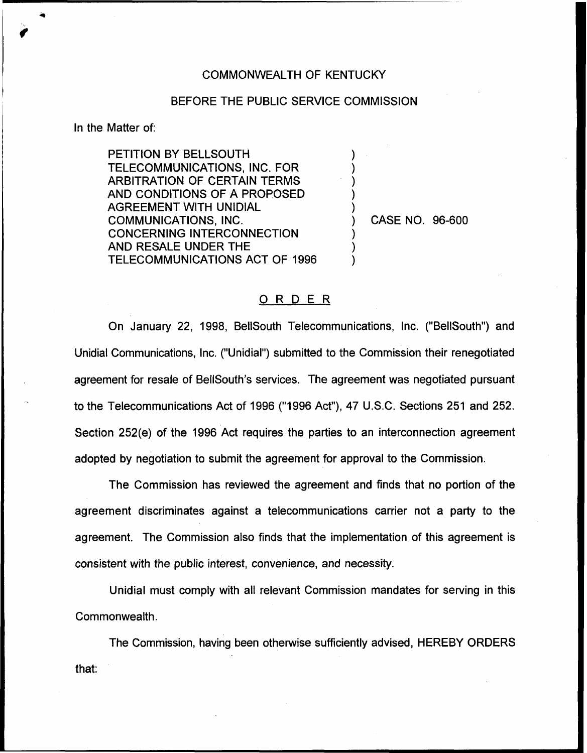COMMONWEALTH OF KENTUCKY

BEFORE THE PUBLIC SERVICE COMMISSION

In the Matter of:

| | | |
|---|---|---|
| PETITION BY BELLSOUTH TELECOMMUNICATIONS, INC. FOR ARBITRATION OF CERTAIN TERMS AND CONDITIONS OF A PROPOSED AGREEMENT WITH UNIDIAL COMMUNICATIONS, INC. CONCERNING INTERCONNECTION AND RESALE UNDER THE TELECOMMUNICATIONS ACT OF 1996 | ) | CASE NO. 96-600 |

## ORDER

On January 22, 1998, BellSouth Telecommunications, Inc. ("BellSouth") and Unidial Communications, Inc. ("Unidial") submitted to the Commission their renegotiated agreement for resale of BellSouth's services. The agreement was negotiated pursuant to the Telecommunications Act of 1996 ("1996 Act"), 47 U.S.C. Sections 251 and 252. Section 252(e) of the 1996 Act requires the parties to an interconnection agreement adopted by negotiation to submit the agreement for approval to the Commission.

The Commission has reviewed the agreement and finds that no portion of the agreement discriminates against a telecommunications carrier not a party to the agreement. The Commission also finds that the implementation of this agreement is consistent with the public interest, convenience, and necessity.

Unidial must comply with all relevant Commission mandates for serving in this Commonwealth.

The Commission, having been otherwise sufficiently advised, HEREBY ORDERS that: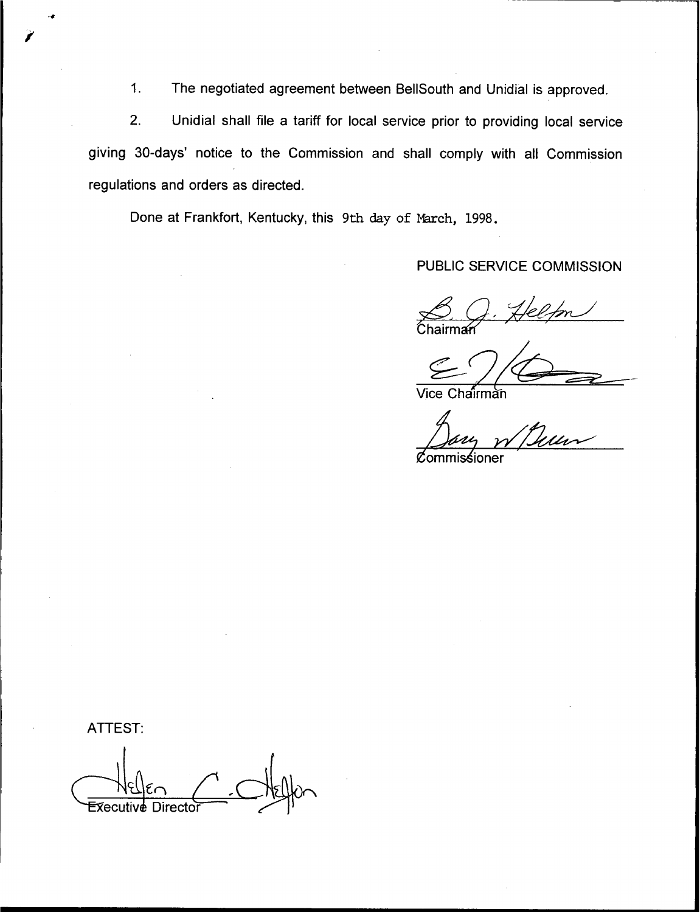1. The negotiated agreement between BellSouth and Unidial is approved.

2. Unidial shall file a tariff for local service prior to providing local service giving 30-days' notice to the Commission and shall comply with all Commission regulations and orders as directed.

Done at Frankfort, Kentucky, this 9th day of March, 1998.

PUBLIC SERVICE COMMISSION

Chairman

Vice Chairman

Commissioner

ATTEST:

Executive Director